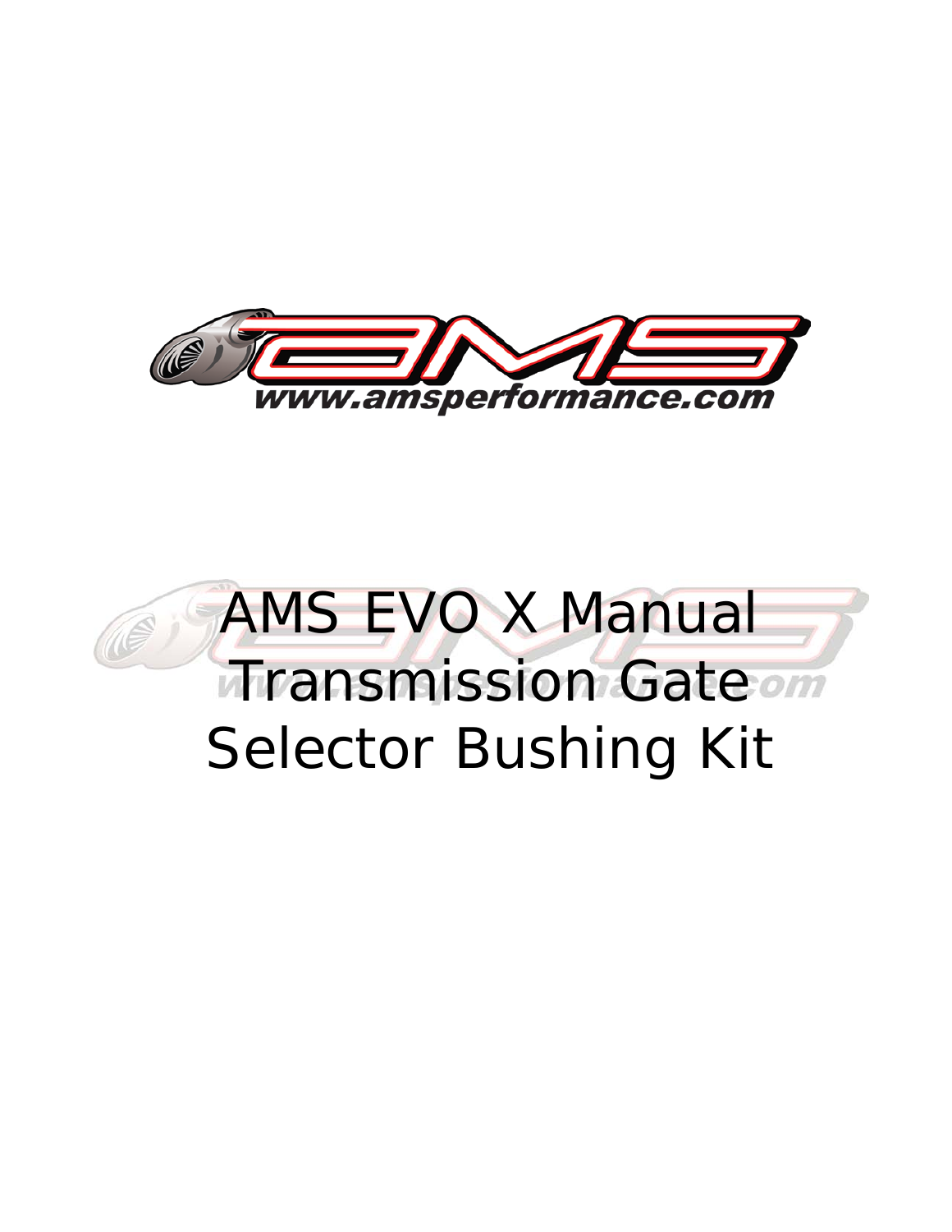www.amsperformance.com

# AMS EVO X Manual Transmission Gate Selector Bushing Kit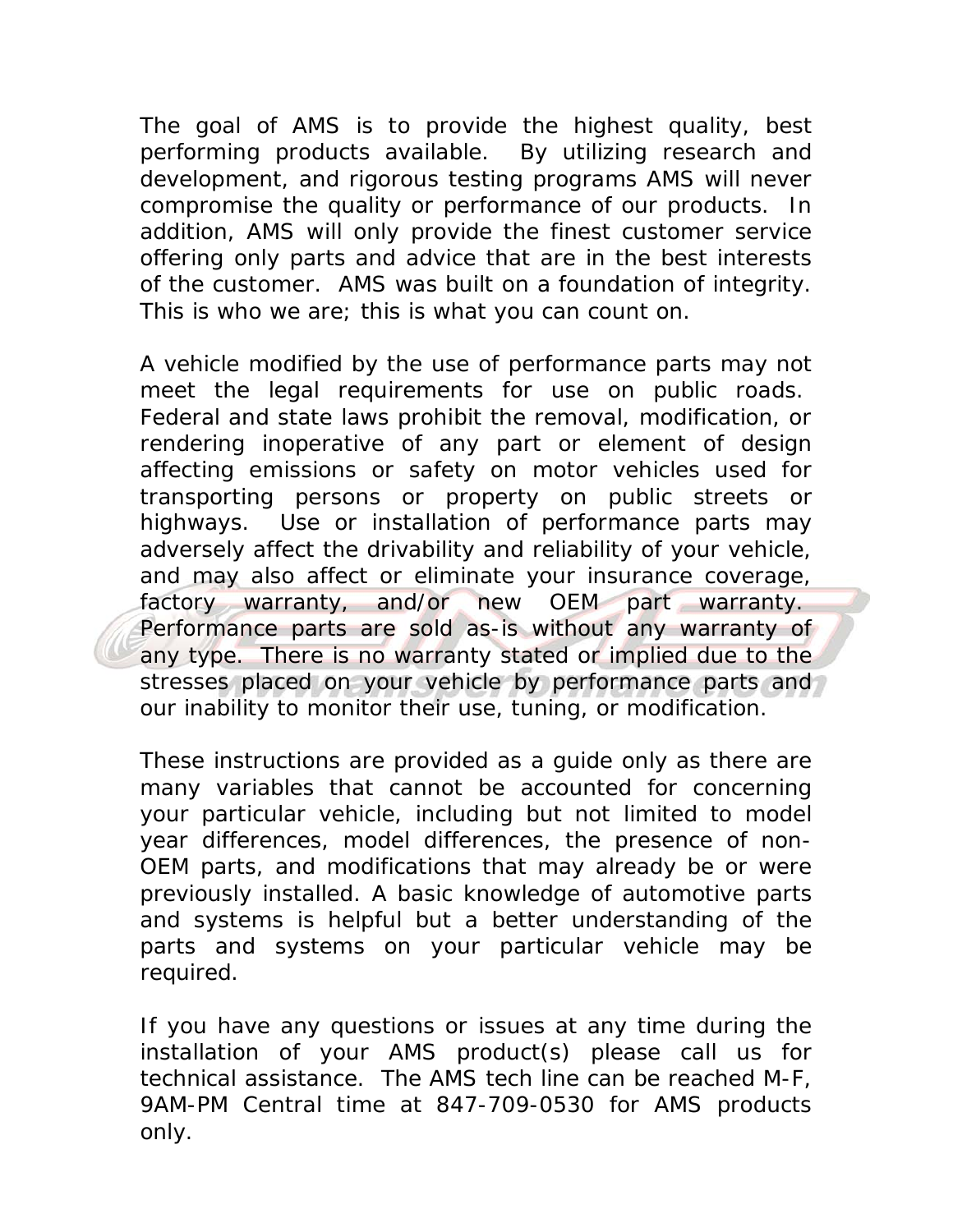The goal of AMS is to provide the highest quality, best performing products available. By utilizing research and development, and rigorous testing programs AMS will never compromise the quality or performance of our products. In addition, AMS will only provide the finest customer service offering only parts and advice that are in the best interests of the customer. AMS was built on a foundation of integrity. This is who we are; this is what you can count on.

A vehicle modified by the use of performance parts may not meet the legal requirements for use on public roads. Federal and state laws prohibit the removal, modification, or rendering inoperative of any part or element of design affecting emissions or safety on motor vehicles used for transporting persons or property on public streets or highways. Use or installation of performance parts may adversely affect the drivability and reliability of your vehicle, and may also affect or eliminate your insurance coverage, factory warranty, and/or new OEM part warranty. Performance parts are sold as-is without any warranty of any type. There is no warranty stated or implied due to the stresses placed on your vehicle by performance parts and our inability to monitor their use, tuning, or modification.

These instructions are provided as a guide only as there are many variables that cannot be accounted for concerning your particular vehicle, including but not limited to model year differences, model differences, the presence of non-OEM parts, and modifications that may already be or were previously installed. A basic knowledge of automotive parts and systems is helpful but a better understanding of the parts and systems on your particular vehicle may be required.

If you have any questions or issues at any time during the installation of your AMS product(s) please call us for technical assistance. The AMS tech line can be reached M-F, 9AM-PM Central time at 847-709-0530 for AMS products only.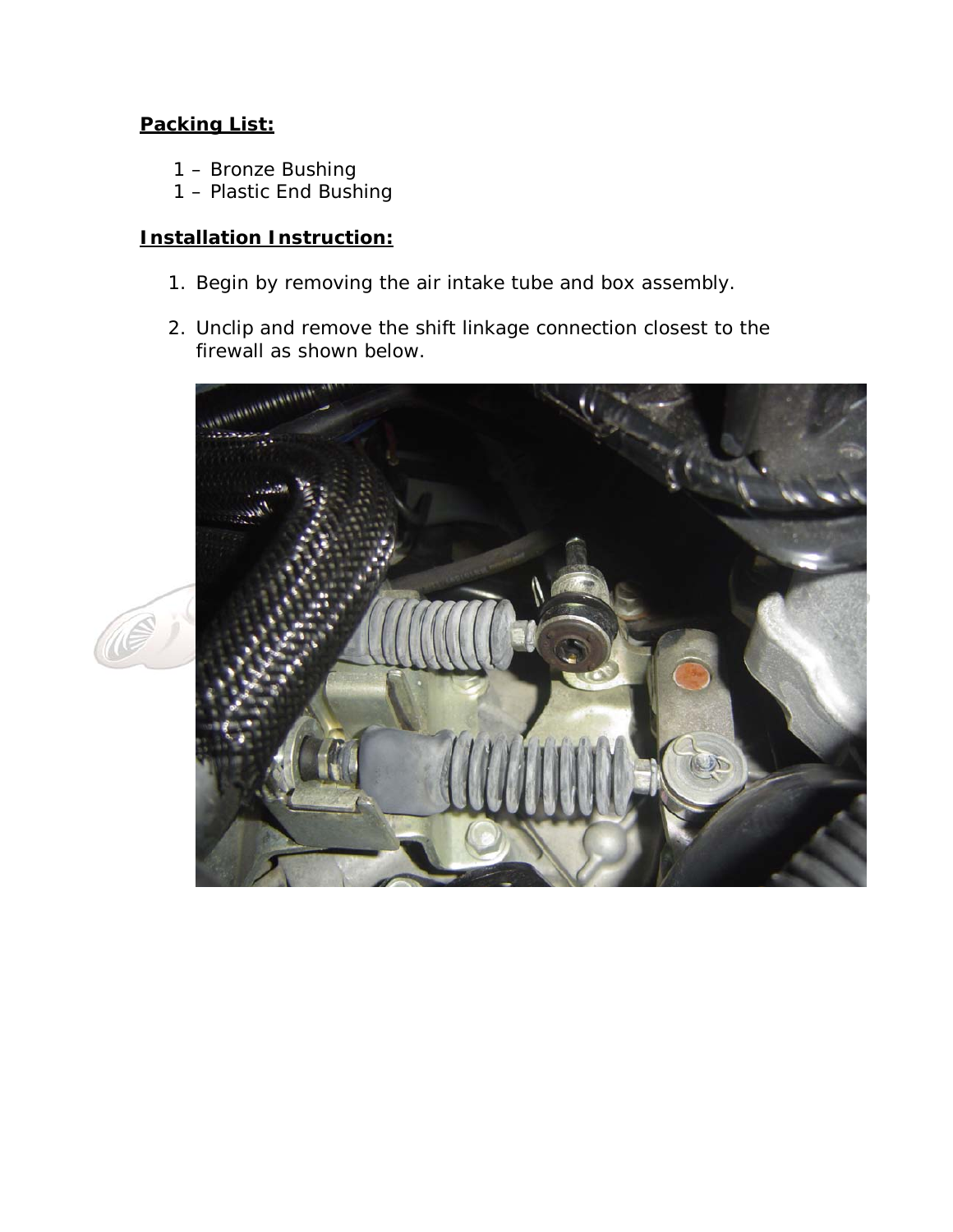**Packing List:**

1 – Bronze Bushing
1 – Plastic End Bushing

**Installation Instruction:**

1. Begin by removing the air intake tube and box assembly.

2. Unclip and remove the shift linkage connection closest to the firewall as shown below.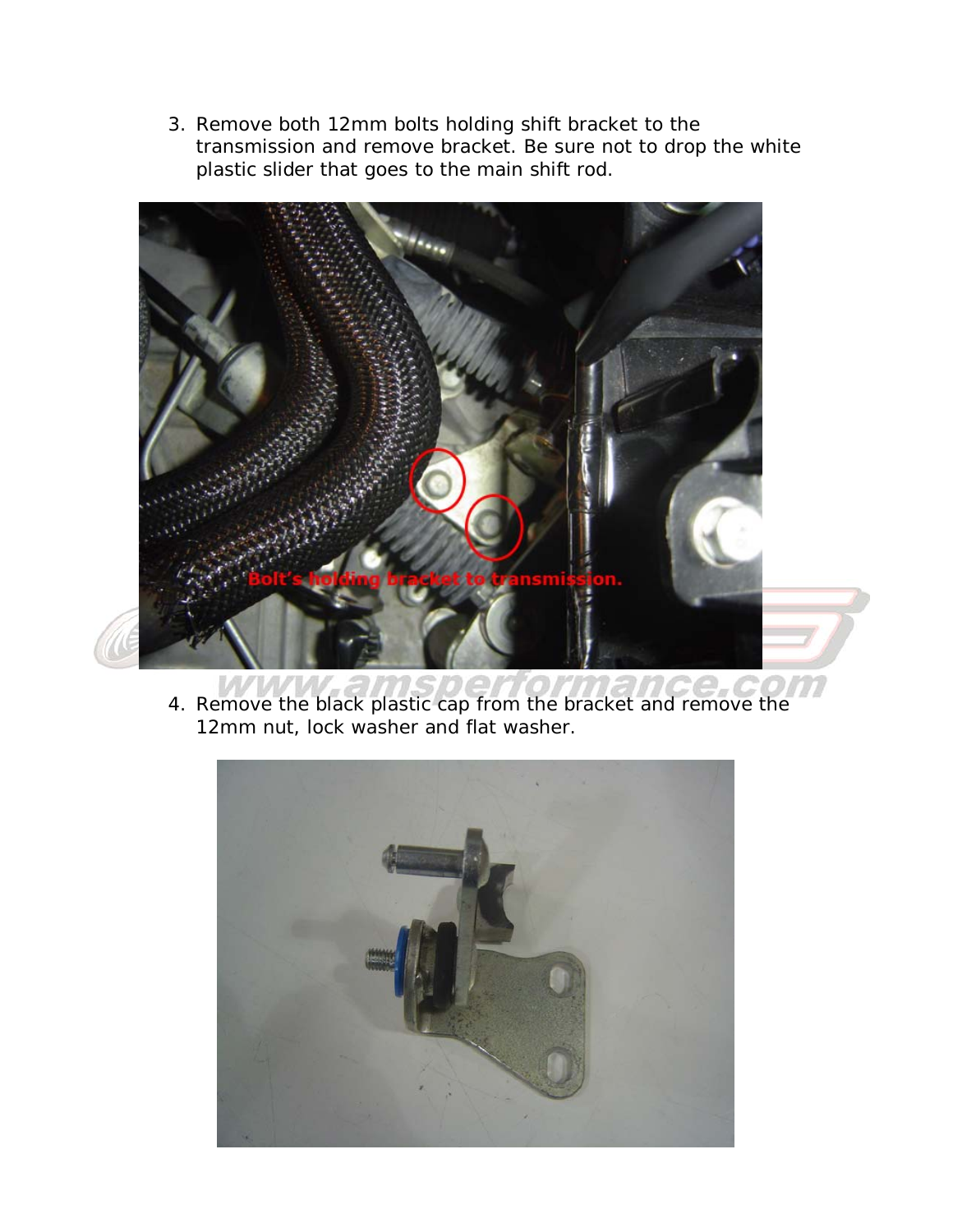3. Remove both 12mm bolts holding shift bracket to the transmission and remove bracket. Be sure not to drop the white plastic slider that goes to the main shift rod.

4. Remove the black plastic cap from the bracket and remove the 12mm nut, lock washer and flat washer.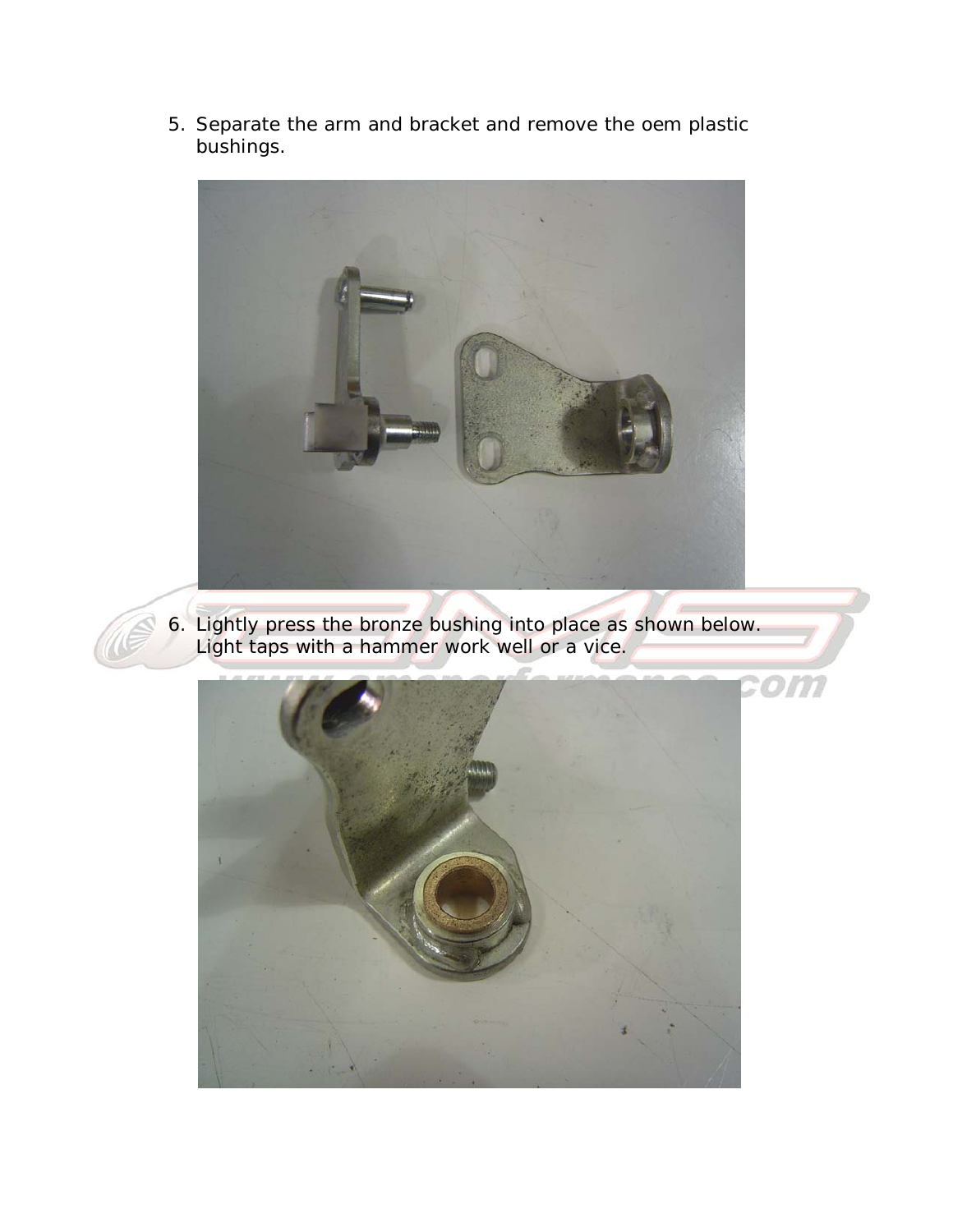5. Separate the arm and bracket and remove the oem plastic bushings.

6. Lightly press the bronze bushing into place as shown below. Light taps with a hammer work well or a vice.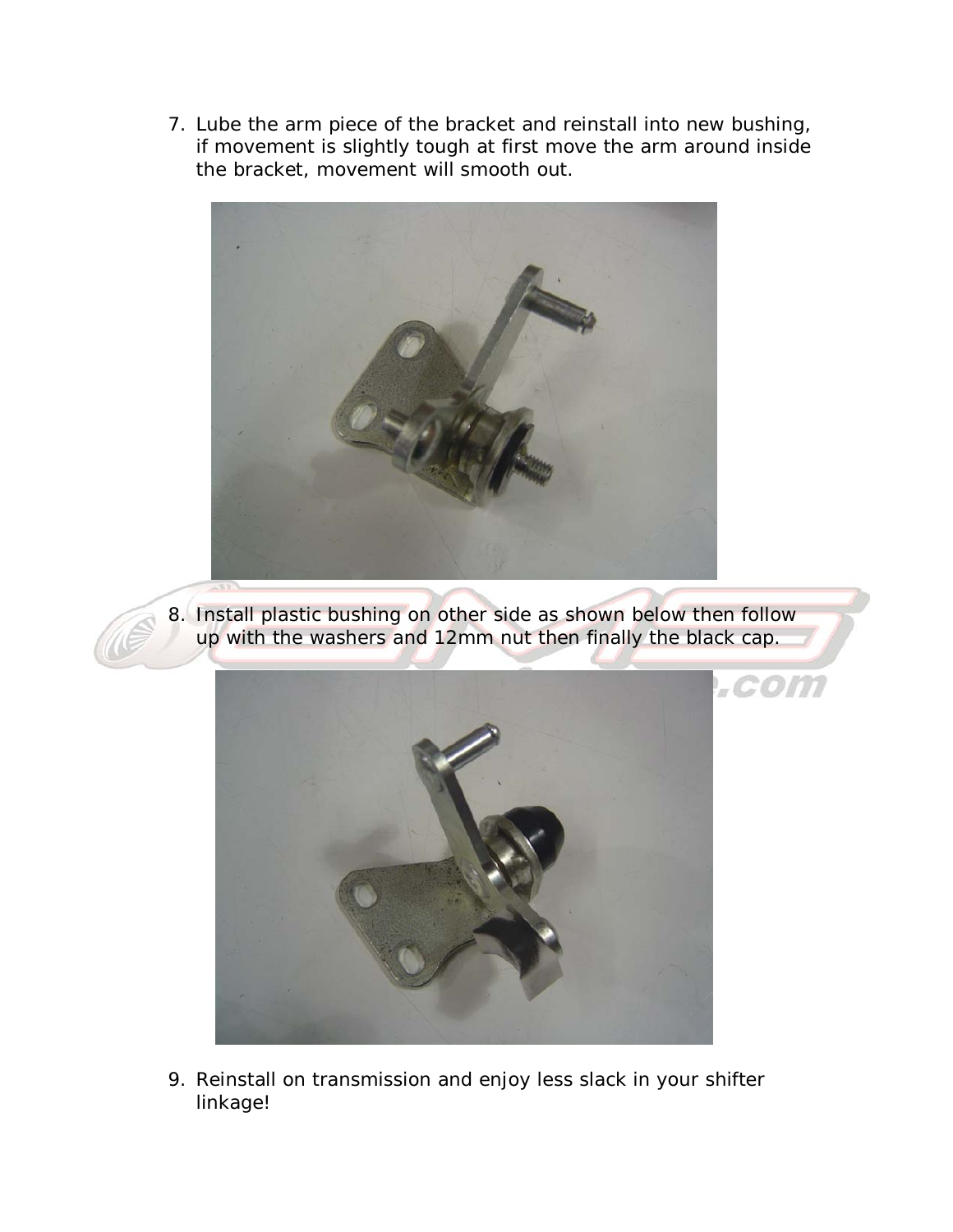7. Lube the arm piece of the bracket and reinstall into new bushing, if movement is slightly tough at first move the arm around inside the bracket, movement will smooth out.

8. Install plastic bushing on other side as shown below then follow up with the washers and 12mm nut then finally the black cap.

9. Reinstall on transmission and enjoy less slack in your shifter linkage!